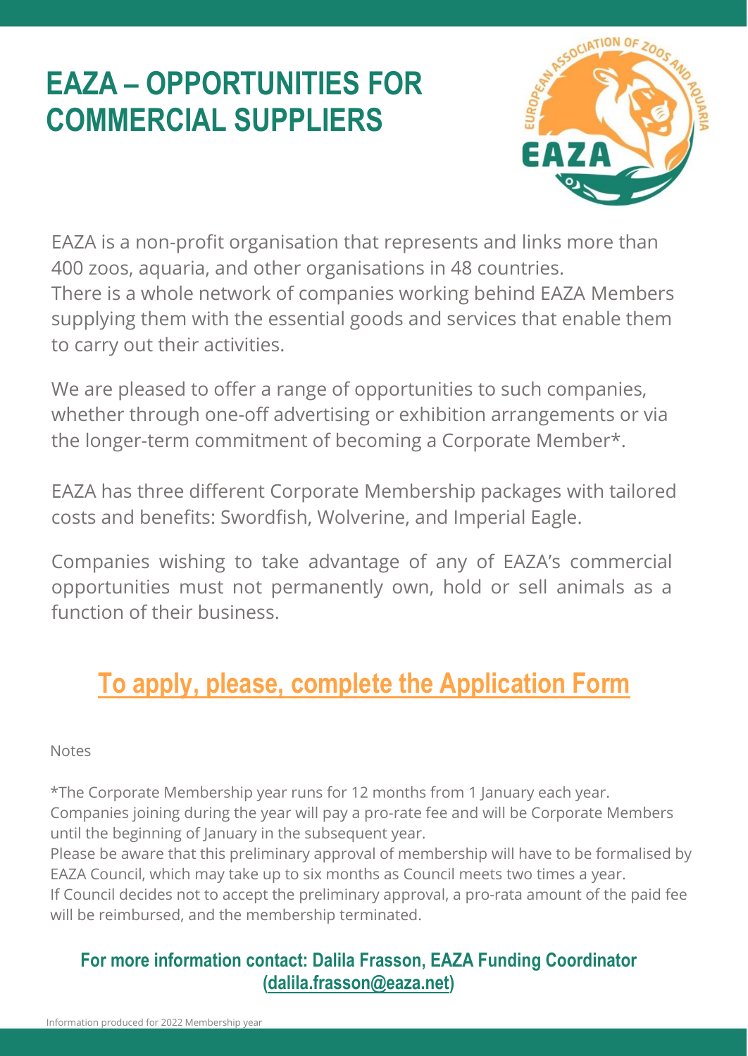# EAZA – OPPORTUNITIES FOR COMMERCIAL SUPPLIERS

EAZA is a non-profit organisation that represents and links more than 400 zoos, aquaria, and other organisations in 48 countries.
There is a whole network of companies working behind EAZA Members supplying them with the essential goods and services that enable them to carry out their activities.

We are pleased to offer a range of opportunities to such companies, whether through one-off advertising or exhibition arrangements or via the longer-term commitment of becoming a Corporate Member*.

EAZA has three different Corporate Membership packages with tailored costs and benefits: Swordfish, Wolverine, and Imperial Eagle.

Companies wishing to take advantage of any of EAZA's commercial opportunities must not permanently own, hold or sell animals as a function of their business.

## To apply, please, complete the Application Form

Notes

*The Corporate Membership year runs for 12 months from 1 January each year.
Companies joining during the year will pay a pro-rate fee and will be Corporate Members until the beginning of January in the subsequent year.
Please be aware that this preliminary approval of membership will have to be formalised by EAZA Council, which may take up to six months as Council meets two times a year.
If Council decides not to accept the preliminary approval, a pro-rata amount of the paid fee will be reimbursed, and the membership terminated.

**For more information contact: Dalila Frasson, EAZA Funding Coordinator (dalila.frasson@eaza.net)**

Information produced for 2022 Membership year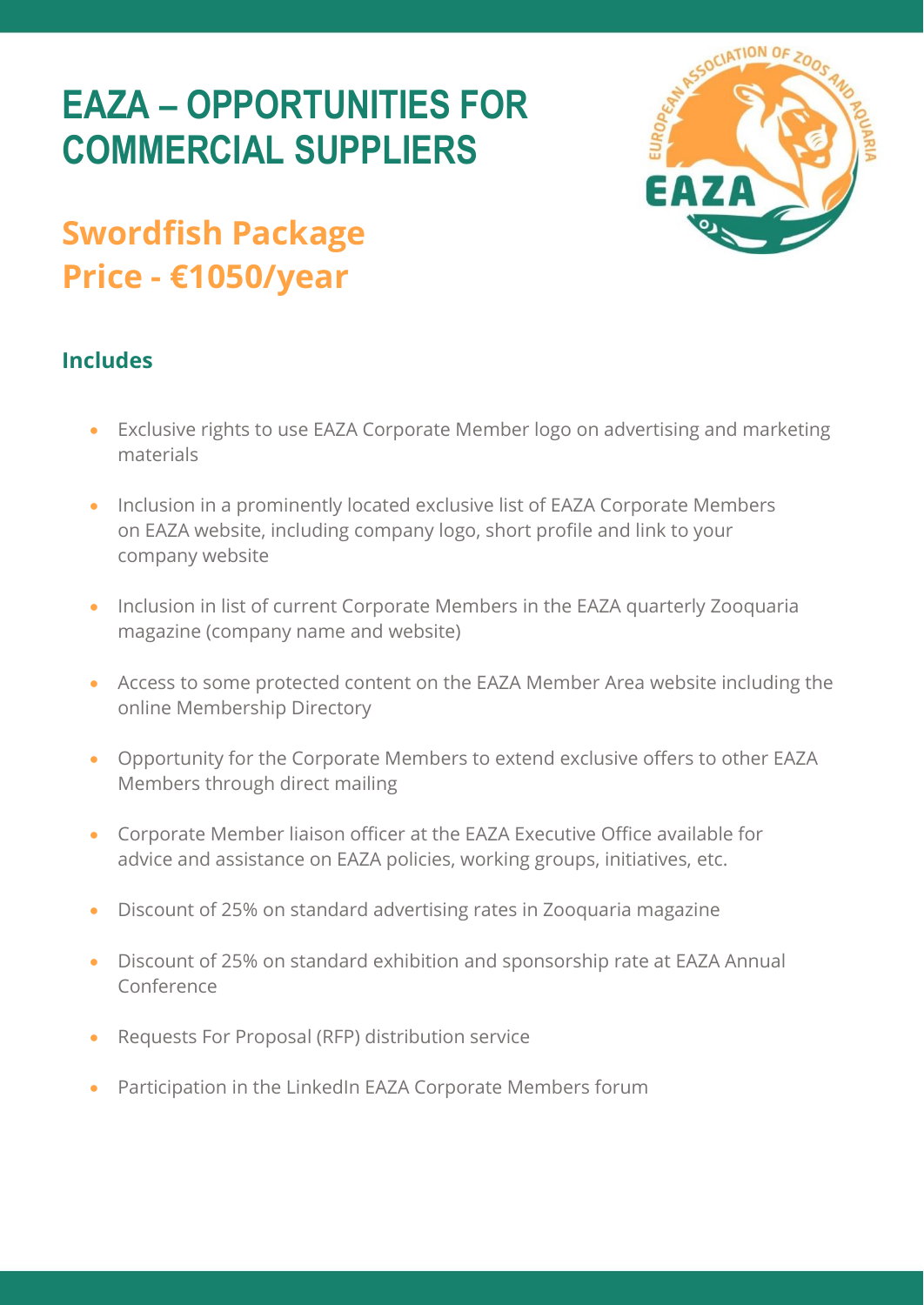# EAZA – OPPORTUNITIES FOR COMMERCIAL SUPPLIERS

## Swordfish Package
## Price - €1050/year

### Includes

- Exclusive rights to use EAZA Corporate Member logo on advertising and marketing materials
- Inclusion in a prominently located exclusive list of EAZA Corporate Members on EAZA website, including company logo, short profile and link to your company website
- Inclusion in list of current Corporate Members in the EAZA quarterly Zooquaria magazine (company name and website)
- Access to some protected content on the EAZA Member Area website including the online Membership Directory
- Opportunity for the Corporate Members to extend exclusive offers to other EAZA Members through direct mailing
- Corporate Member liaison officer at the EAZA Executive Office available for advice and assistance on EAZA policies, working groups, initiatives, etc.
- Discount of 25% on standard advertising rates in Zooquaria magazine
- Discount of 25% on standard exhibition and sponsorship rate at EAZA Annual Conference
- Requests For Proposal (RFP) distribution service
- Participation in the LinkedIn EAZA Corporate Members forum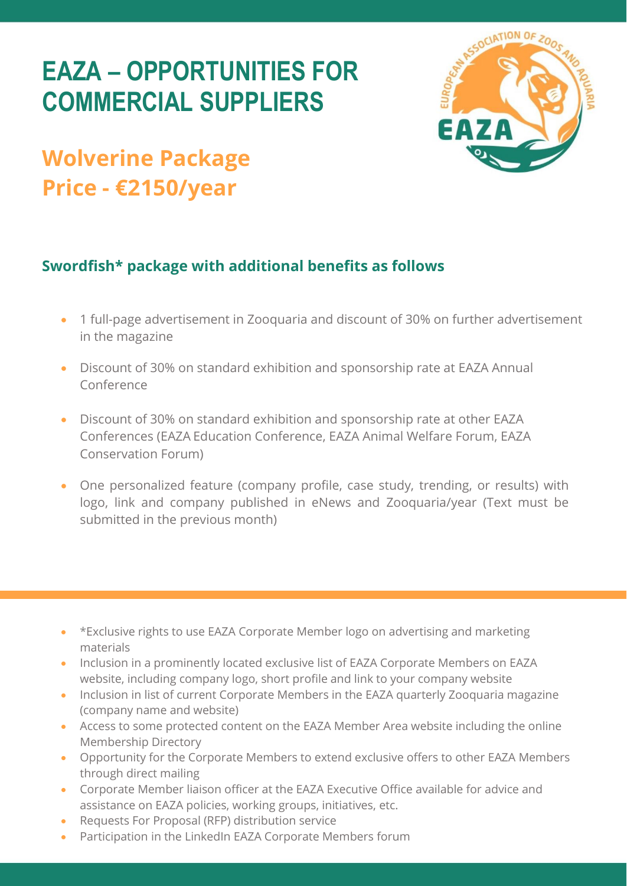# EAZA – OPPORTUNITIES FOR COMMERCIAL SUPPLIERS

## Wolverine Package
## Price - €2150/year

### Swordfish* package with additional benefits as follows

- 1 full-page advertisement in Zooquaria and discount of 30% on further advertisement in the magazine
- Discount of 30% on standard exhibition and sponsorship rate at EAZA Annual Conference
- Discount of 30% on standard exhibition and sponsorship rate at other EAZA Conferences (EAZA Education Conference, EAZA Animal Welfare Forum, EAZA Conservation Forum)
- One personalized feature (company profile, case study, trending, or results) with logo, link and company published in eNews and Zooquaria/year (Text must be submitted in the previous month)

---

- *Exclusive rights to use EAZA Corporate Member logo on advertising and marketing materials
- Inclusion in a prominently located exclusive list of EAZA Corporate Members on EAZA website, including company logo, short profile and link to your company website
- Inclusion in list of current Corporate Members in the EAZA quarterly Zooquaria magazine (company name and website)
- Access to some protected content on the EAZA Member Area website including the online Membership Directory
- Opportunity for the Corporate Members to extend exclusive offers to other EAZA Members through direct mailing
- Corporate Member liaison officer at the EAZA Executive Office available for advice and assistance on EAZA policies, working groups, initiatives, etc.
- Requests For Proposal (RFP) distribution service
- Participation in the LinkedIn EAZA Corporate Members forum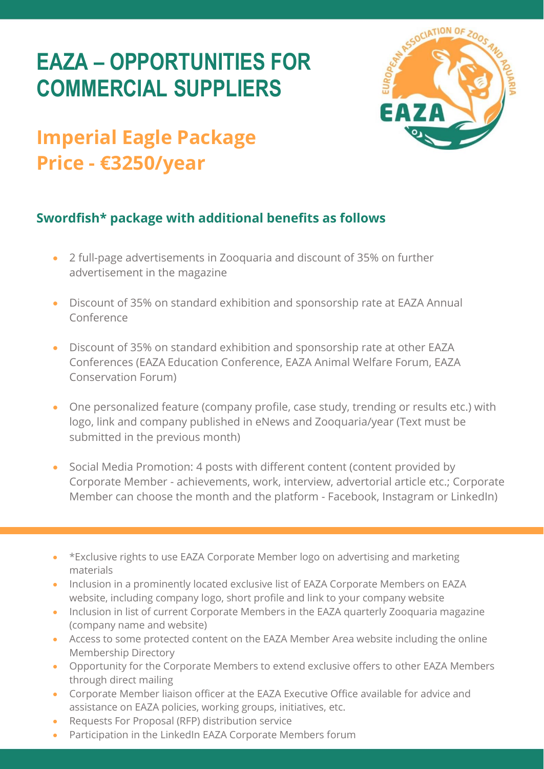# EAZA – OPPORTUNITIES FOR COMMERCIAL SUPPLIERS

## Imperial Eagle Package
## Price - €3250/year

### Swordfish* package with additional benefits as follows

- 2 full-page advertisements in Zooquaria and discount of 35% on further advertisement in the magazine
- Discount of 35% on standard exhibition and sponsorship rate at EAZA Annual Conference
- Discount of 35% on standard exhibition and sponsorship rate at other EAZA Conferences (EAZA Education Conference, EAZA Animal Welfare Forum, EAZA Conservation Forum)
- One personalized feature (company profile, case study, trending or results etc.) with logo, link and company published in eNews and Zooquaria/year (Text must be submitted in the previous month)
- Social Media Promotion: 4 posts with different content (content provided by Corporate Member - achievements, work, interview, advertorial article etc.; Corporate Member can choose the month and the platform - Facebook, Instagram or LinkedIn)

---

- *Exclusive rights to use EAZA Corporate Member logo on advertising and marketing materials
- Inclusion in a prominently located exclusive list of EAZA Corporate Members on EAZA website, including company logo, short profile and link to your company website
- Inclusion in list of current Corporate Members in the EAZA quarterly Zooquaria magazine (company name and website)
- Access to some protected content on the EAZA Member Area website including the online Membership Directory
- Opportunity for the Corporate Members to extend exclusive offers to other EAZA Members through direct mailing
- Corporate Member liaison officer at the EAZA Executive Office available for advice and assistance on EAZA policies, working groups, initiatives, etc.
- Requests For Proposal (RFP) distribution service
- Participation in the LinkedIn EAZA Corporate Members forum